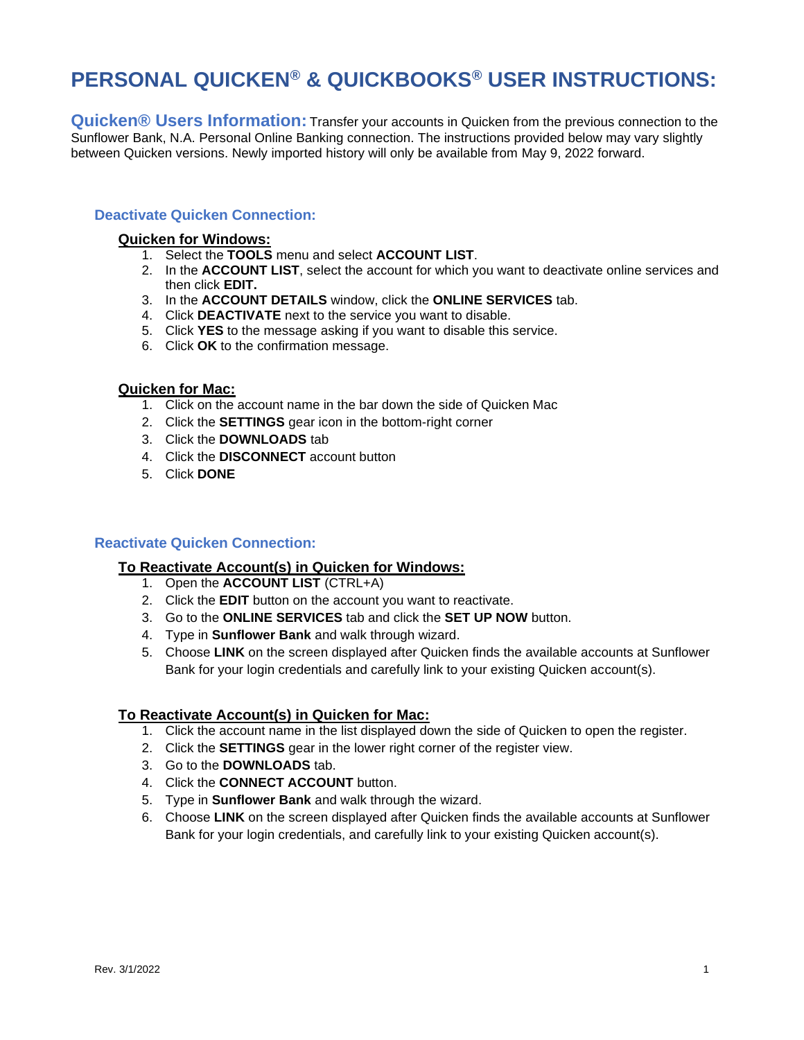# PERSONAL QUICKEN® & QUICKBOOKS® USER INSTRUCTIONS:

**Quicken® Users Information:** Transfer your accounts in Quicken from the previous connection to the Sunflower Bank, N.A. Personal Online Banking connection. The instructions provided below may vary slightly between Quicken versions. Newly imported history will only be available from May 9, 2022 forward.

## Deactivate Quicken Connection:

### Quicken for Windows:

1. Select the **TOOLS** menu and select **ACCOUNT LIST**.
2. In the **ACCOUNT LIST**, select the account for which you want to deactivate online services and then click **EDIT.**
3. In the **ACCOUNT DETAILS** window, click the **ONLINE SERVICES** tab.
4. Click **DEACTIVATE** next to the service you want to disable.
5. Click **YES** to the message asking if you want to disable this service.
6. Click **OK** to the confirmation message.

### Quicken for Mac:

1. Click on the account name in the bar down the side of Quicken Mac
2. Click the **SETTINGS** gear icon in the bottom-right corner
3. Click the **DOWNLOADS** tab
4. Click the **DISCONNECT** account button
5. Click **DONE**

## Reactivate Quicken Connection:

### To Reactivate Account(s) in Quicken for Windows:

1. Open the **ACCOUNT LIST** (CTRL+A)
2. Click the **EDIT** button on the account you want to reactivate.
3. Go to the **ONLINE SERVICES** tab and click the **SET UP NOW** button.
4. Type in **Sunflower Bank** and walk through wizard.
5. Choose **LINK** on the screen displayed after Quicken finds the available accounts at Sunflower Bank for your login credentials and carefully link to your existing Quicken account(s).

### To Reactivate Account(s) in Quicken for Mac:

1. Click the account name in the list displayed down the side of Quicken to open the register.
2. Click the **SETTINGS** gear in the lower right corner of the register view.
3. Go to the **DOWNLOADS** tab.
4. Click the **CONNECT ACCOUNT** button.
5. Type in **Sunflower Bank** and walk through the wizard.
6. Choose **LINK** on the screen displayed after Quicken finds the available accounts at Sunflower Bank for your login credentials, and carefully link to your existing Quicken account(s).

Rev. 3/1/2022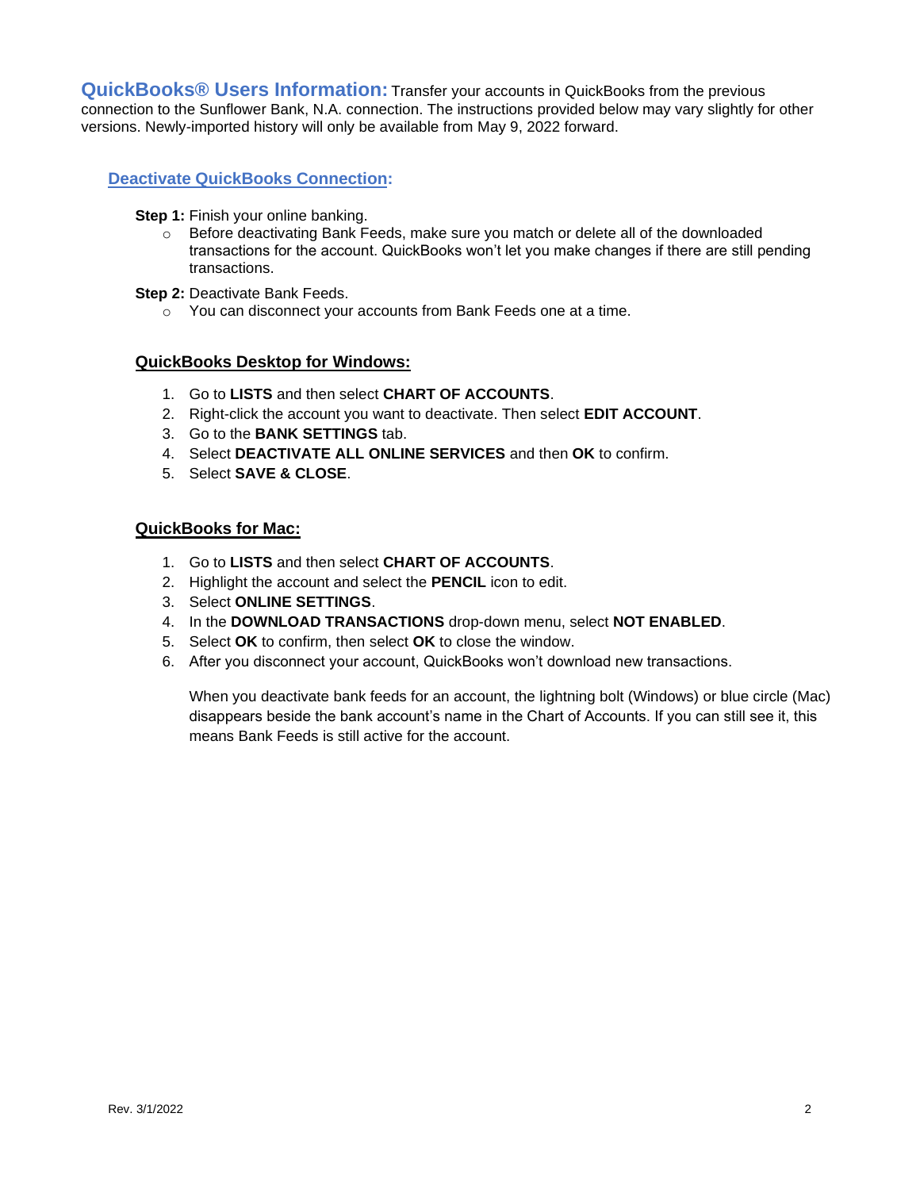**QuickBooks® Users Information:** Transfer your accounts in QuickBooks from the previous connection to the Sunflower Bank, N.A. connection. The instructions provided below may vary slightly for other versions. Newly-imported history will only be available from May 9, 2022 forward.

## Deactivate QuickBooks Connection:

**Step 1:** Finish your online banking.

- Before deactivating Bank Feeds, make sure you match or delete all of the downloaded transactions for the account. QuickBooks won't let you make changes if there are still pending transactions.

**Step 2:** Deactivate Bank Feeds.

- You can disconnect your accounts from Bank Feeds one at a time.

### QuickBooks Desktop for Windows:

1. Go to **LISTS** and then select **CHART OF ACCOUNTS**.
2. Right-click the account you want to deactivate. Then select **EDIT ACCOUNT**.
3. Go to the **BANK SETTINGS** tab.
4. Select **DEACTIVATE ALL ONLINE SERVICES** and then **OK** to confirm.
5. Select **SAVE & CLOSE**.

### QuickBooks for Mac:

1. Go to **LISTS** and then select **CHART OF ACCOUNTS**.
2. Highlight the account and select the **PENCIL** icon to edit.
3. Select **ONLINE SETTINGS**.
4. In the **DOWNLOAD TRANSACTIONS** drop-down menu, select **NOT ENABLED**.
5. Select **OK** to confirm, then select **OK** to close the window.
6. After you disconnect your account, QuickBooks won't download new transactions.

   When you deactivate bank feeds for an account, the lightning bolt (Windows) or blue circle (Mac) disappears beside the bank account's name in the Chart of Accounts. If you can still see it, this means Bank Feeds is still active for the account.

Rev. 3/1/2022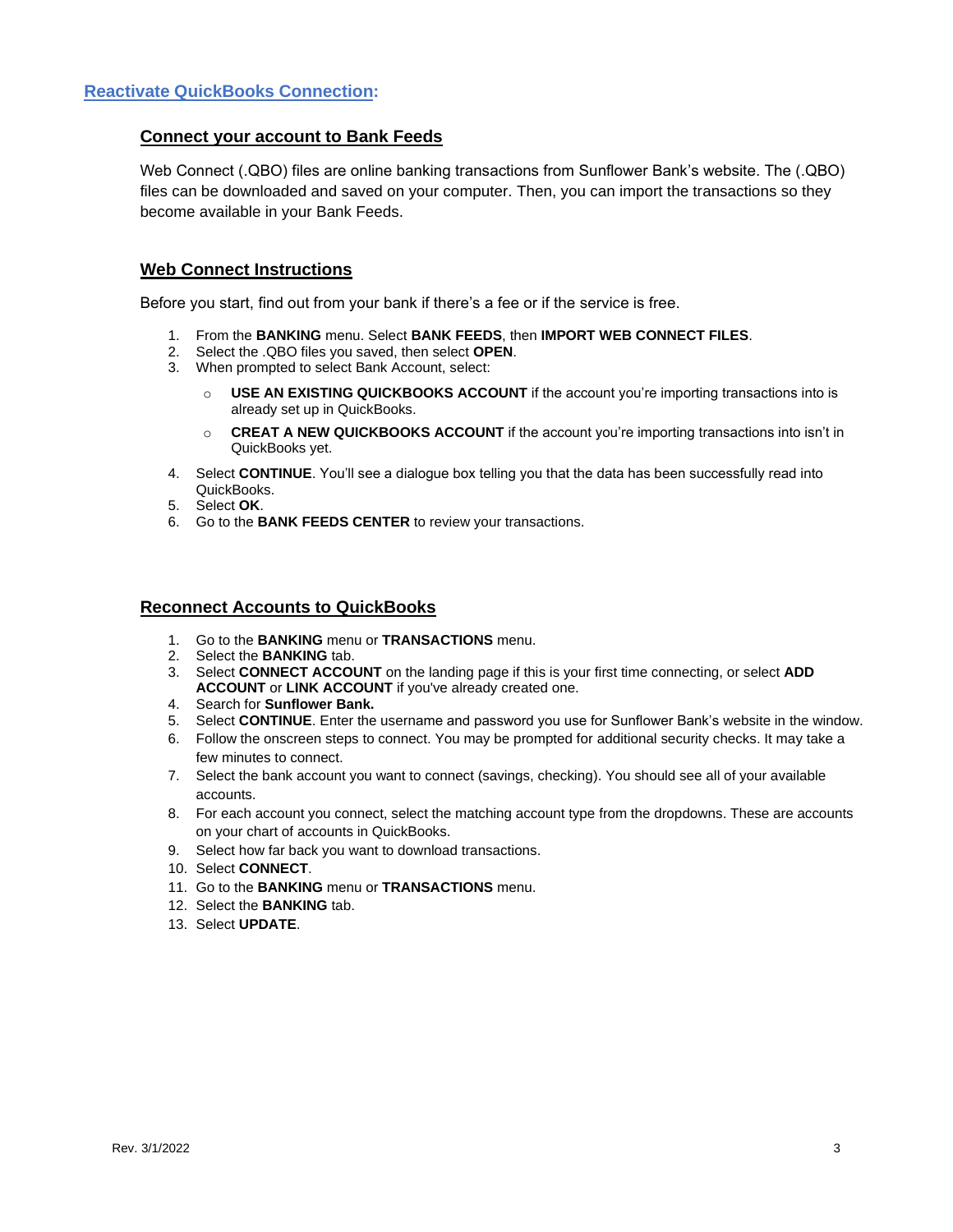## Reactivate QuickBooks Connection:

### Connect your account to Bank Feeds

Web Connect (.QBO) files are online banking transactions from Sunflower Bank's website. The (.QBO) files can be downloaded and saved on your computer. Then, you can import the transactions so they become available in your Bank Feeds.

### Web Connect Instructions

Before you start, find out from your bank if there's a fee or if the service is free.

1. From the **BANKING** menu. Select **BANK FEEDS**, then **IMPORT WEB CONNECT FILES**.
2. Select the .QBO files you saved, then select **OPEN**.
3. When prompted to select Bank Account, select:
   - **USE AN EXISTING QUICKBOOKS ACCOUNT** if the account you're importing transactions into is already set up in QuickBooks.
   - **CREAT A NEW QUICKBOOKS ACCOUNT** if the account you're importing transactions into isn't in QuickBooks yet.
4. Select **CONTINUE**. You'll see a dialogue box telling you that the data has been successfully read into QuickBooks.
5. Select **OK**.
6. Go to the **BANK FEEDS CENTER** to review your transactions.

### Reconnect Accounts to QuickBooks

1. Go to the **BANKING** menu or **TRANSACTIONS** menu.
2. Select the **BANKING** tab.
3. Select **CONNECT ACCOUNT** on the landing page if this is your first time connecting, or select **ADD ACCOUNT** or **LINK ACCOUNT** if you've already created one.
4. Search for **Sunflower Bank.**
5. Select **CONTINUE**. Enter the username and password you use for Sunflower Bank's website in the window.
6. Follow the onscreen steps to connect. You may be prompted for additional security checks. It may take a few minutes to connect.
7. Select the bank account you want to connect (savings, checking). You should see all of your available accounts.
8. For each account you connect, select the matching account type from the dropdowns. These are accounts on your chart of accounts in QuickBooks.
9. Select how far back you want to download transactions.
10. Select **CONNECT**.
11. Go to the **BANKING** menu or **TRANSACTIONS** menu.
12. Select the **BANKING** tab.
13. Select **UPDATE**.

Rev. 3/1/2022